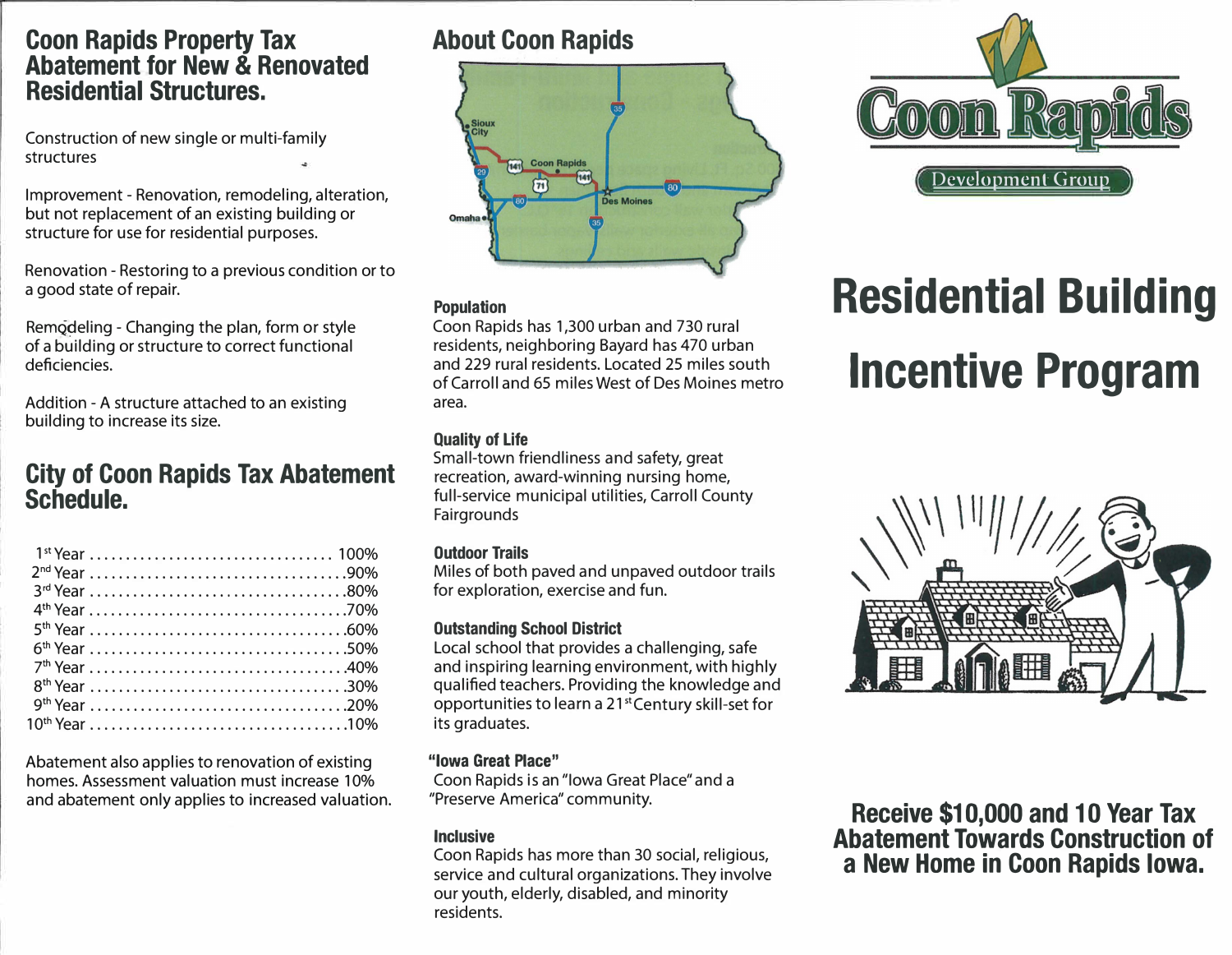# Coon Rapids Property Tax Abatement for New & Renovated Residential Structures.

Construction of new single or multi-family structures

Improvement - Renovation, remodeling, alteration, but not replacement of an existing building or structure for use for residential purposes.

Renovation - Restoring to a previous condition or to a good state of repair.

Remodeling - Changing the plan, form or style of a building or structure to correct functional deficiencies.

Addition - A structure attached to an existing building to increase its size.

## City of Coon Rapids Tax Abatement Schedule.

| | |
|---|---|
| 1st Year | 100% |
| 2nd Year | 90% |
| 3rd Year | 80% |
| 4th Year | 70% |
| 5th Year | 60% |
| 6th Year | 50% |
| 7th Year | 40% |
| 8th Year | 30% |
| 9th Year | 20% |
| 10th Year | 10% |

Abatement also applies to renovation of existing homes. Assessment valuation must increase 10% and abatement only applies to increased valuation.

## About Coon Rapids

Sioux City
Coon Rapids
Des Moines
Omaha
35
29
141
71
141
80
80
35

### Population

Coon Rapids has 1,300 urban and 730 rural residents, neighboring Bayard has 470 urban and 229 rural residents. Located 25 miles south of Carroll and 65 miles West of Des Moines metro area.

### Quality of Life

Small-town friendliness and safety, great recreation, award-winning nursing home, full-service municipal utilities, Carroll County Fairgrounds

### Outdoor Trails

Miles of both paved and unpaved outdoor trails for exploration, exercise and fun.

### Outstanding School District

Local school that provides a challenging, safe and inspiring learning environment, with highly qualified teachers. Providing the knowledge and opportunities to learn a 21st Century skill-set for its graduates.

### "Iowa Great Place"

Coon Rapids is an "Iowa Great Place" and a "Preserve America" community.

### Inclusive

Coon Rapids has more than 30 social, religious, service and cultural organizations. They involve our youth, elderly, disabled, and minority residents.

Coon Rapids
Development Group

# Residential Building Incentive Program

**Receive $10,000 and 10 Year Tax Abatement Towards Construction of a New Home in Coon Rapids Iowa.**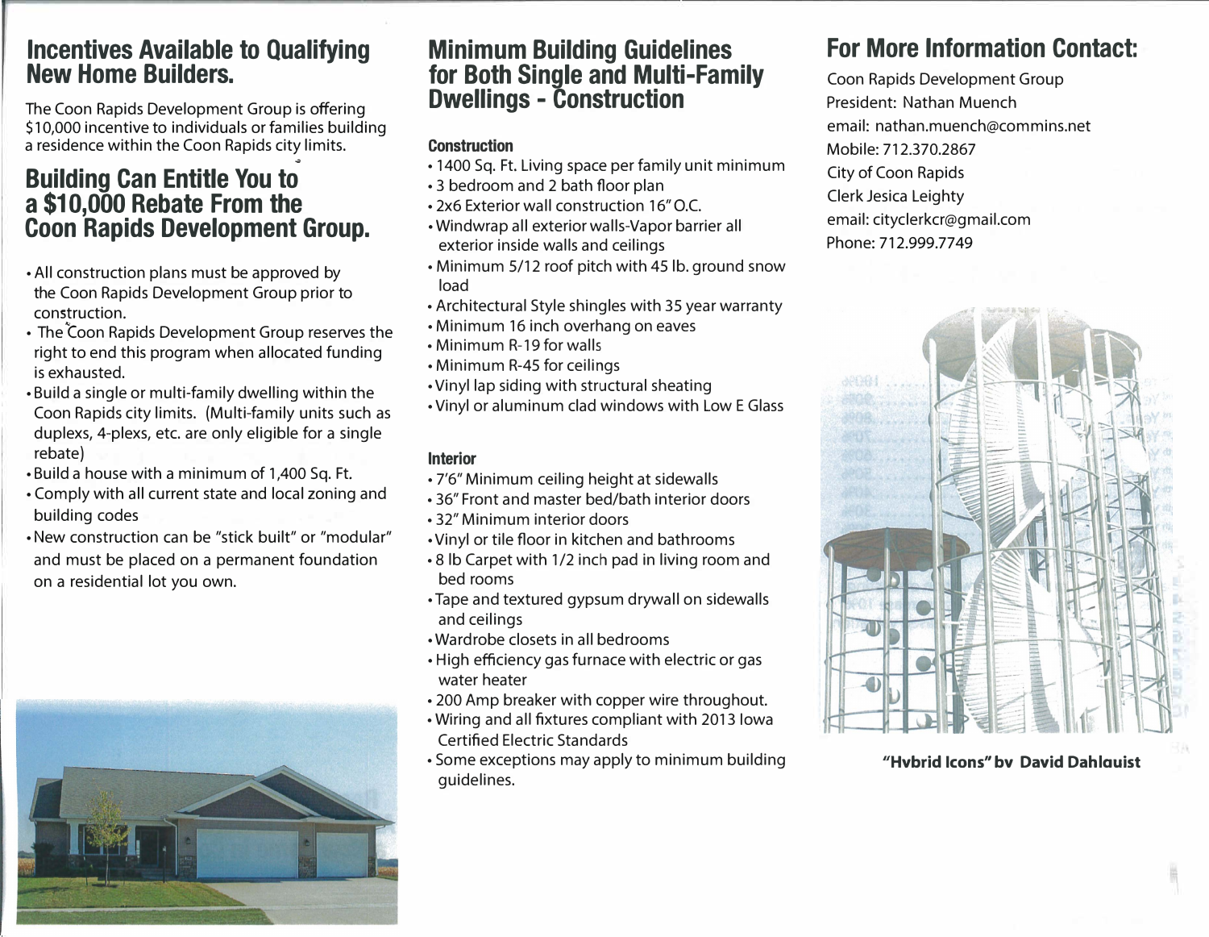## Incentives Available to Qualifying New Home Builders.

The Coon Rapids Development Group is offering $10,000 incentive to individuals or families building a residence within the Coon Rapids city limits.

## Building Can Entitle You to a $10,000 Rebate From the Coon Rapids Development Group.

- All construction plans must be approved by the Coon Rapids Development Group prior to construction.
- The Coon Rapids Development Group reserves the right to end this program when allocated funding is exhausted.
- Build a single or multi-family dwelling within the Coon Rapids city limits. (Multi-family units such as duplexs, 4-plexs, etc. are only eligible for a single rebate)
- Build a house with a minimum of 1,400 Sq. Ft.
- Comply with all current state and local zoning and building codes
- New construction can be "stick built" or "modular" and must be placed on a permanent foundation on a residential lot you own.

## Minimum Building Guidelines for Both Single and Multi-Family Dwellings - Construction

### Construction

- 1400 Sq. Ft. Living space per family unit minimum
- 3 bedroom and 2 bath floor plan
- 2x6 Exterior wall construction 16" O.C.
- Windwrap all exterior walls-Vapor barrier all exterior inside walls and ceilings
- Minimum 5/12 roof pitch with 45 lb. ground snow load
- Architectural Style shingles with 35 year warranty
- Minimum 16 inch overhang on eaves
- Minimum R-19 for walls
- Minimum R-45 for ceilings
- Vinyl lap siding with structural sheating
- Vinyl or aluminum clad windows with Low E Glass

### Interior

- 7'6" Minimum ceiling height at sidewalls
- 36" Front and master bed/bath interior doors
- 32" Minimum interior doors
- Vinyl or tile floor in kitchen and bathrooms
- 8 lb Carpet with 1/2 inch pad in living room and bed rooms
- Tape and textured gypsum drywall on sidewalls and ceilings
- Wardrobe closets in all bedrooms
- High efficiency gas furnace with electric or gas water heater
- 200 Amp breaker with copper wire throughout.
- Wiring and all fixtures compliant with 2013 Iowa Certified Electric Standards
- Some exceptions may apply to minimum building guidelines.

## For More Information Contact:

Coon Rapids Development Group
President: Nathan Muench
email: nathan.muench@commins.net
Mobile: 712.370.2867
City of Coon Rapids
Clerk Jesica Leighty
email: cityclerkcr@gmail.com
Phone: 712.999.7749

**"Hybrid Icons" by David Dahlquist**